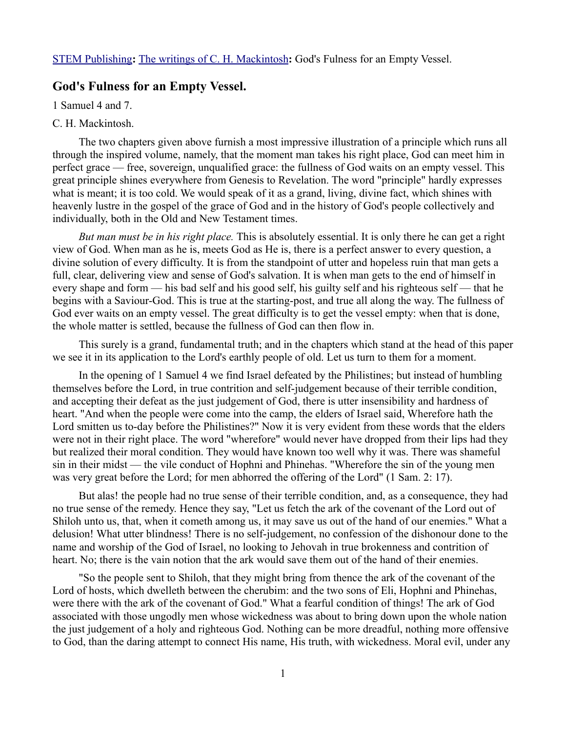STEM Publishing**:** The writings of C. H. Mackintosh**:** God's Fulness for an Empty Vessel.

## God's Fulness for an Empty Vessel.

1 Samuel 4 and 7.

C. H. Mackintosh.

The two chapters given above furnish a most impressive illustration of a principle which runs all through the inspired volume, namely, that the moment man takes his right place, God can meet him in perfect grace — free, sovereign, unqualified grace: the fullness of God waits on an empty vessel. This great principle shines everywhere from Genesis to Revelation. The word "principle" hardly expresses what is meant; it is too cold. We would speak of it as a grand, living, divine fact, which shines with heavenly lustre in the gospel of the grace of God and in the history of God's people collectively and individually, both in the Old and New Testament times.

*But man must be in his right place.* This is absolutely essential. It is only there he can get a right view of God. When man as he is, meets God as He is, there is a perfect answer to every question, a divine solution of every difficulty. It is from the standpoint of utter and hopeless ruin that man gets a full, clear, delivering view and sense of God's salvation. It is when man gets to the end of himself in every shape and form — his bad self and his good self, his guilty self and his righteous self — that he begins with a Saviour-God. This is true at the starting-post, and true all along the way. The fullness of God ever waits on an empty vessel. The great difficulty is to get the vessel empty: when that is done, the whole matter is settled, because the fullness of God can then flow in.

This surely is a grand, fundamental truth; and in the chapters which stand at the head of this paper we see it in its application to the Lord's earthly people of old. Let us turn to them for a moment.

In the opening of 1 Samuel 4 we find Israel defeated by the Philistines; but instead of humbling themselves before the Lord, in true contrition and self-judgement because of their terrible condition, and accepting their defeat as the just judgement of God, there is utter insensibility and hardness of heart. "And when the people were come into the camp, the elders of Israel said, Wherefore hath the Lord smitten us to-day before the Philistines?" Now it is very evident from these words that the elders were not in their right place. The word "wherefore" would never have dropped from their lips had they but realized their moral condition. They would have known too well why it was. There was shameful sin in their midst — the vile conduct of Hophni and Phinehas. "Wherefore the sin of the young men was very great before the Lord; for men abhorred the offering of the Lord" (1 Sam. 2: 17).

But alas! the people had no true sense of their terrible condition, and, as a consequence, they had no true sense of the remedy. Hence they say, "Let us fetch the ark of the covenant of the Lord out of Shiloh unto us, that, when it cometh among us, it may save us out of the hand of our enemies." What a delusion! What utter blindness! There is no self-judgement, no confession of the dishonour done to the name and worship of the God of Israel, no looking to Jehovah in true brokenness and contrition of heart. No; there is the vain notion that the ark would save them out of the hand of their enemies.

"So the people sent to Shiloh, that they might bring from thence the ark of the covenant of the Lord of hosts, which dwelleth between the cherubim: and the two sons of Eli, Hophni and Phinehas, were there with the ark of the covenant of God." What a fearful condition of things! The ark of God associated with those ungodly men whose wickedness was about to bring down upon the whole nation the just judgement of a holy and righteous God. Nothing can be more dreadful, nothing more offensive to God, than the daring attempt to connect His name, His truth, with wickedness. Moral evil, under any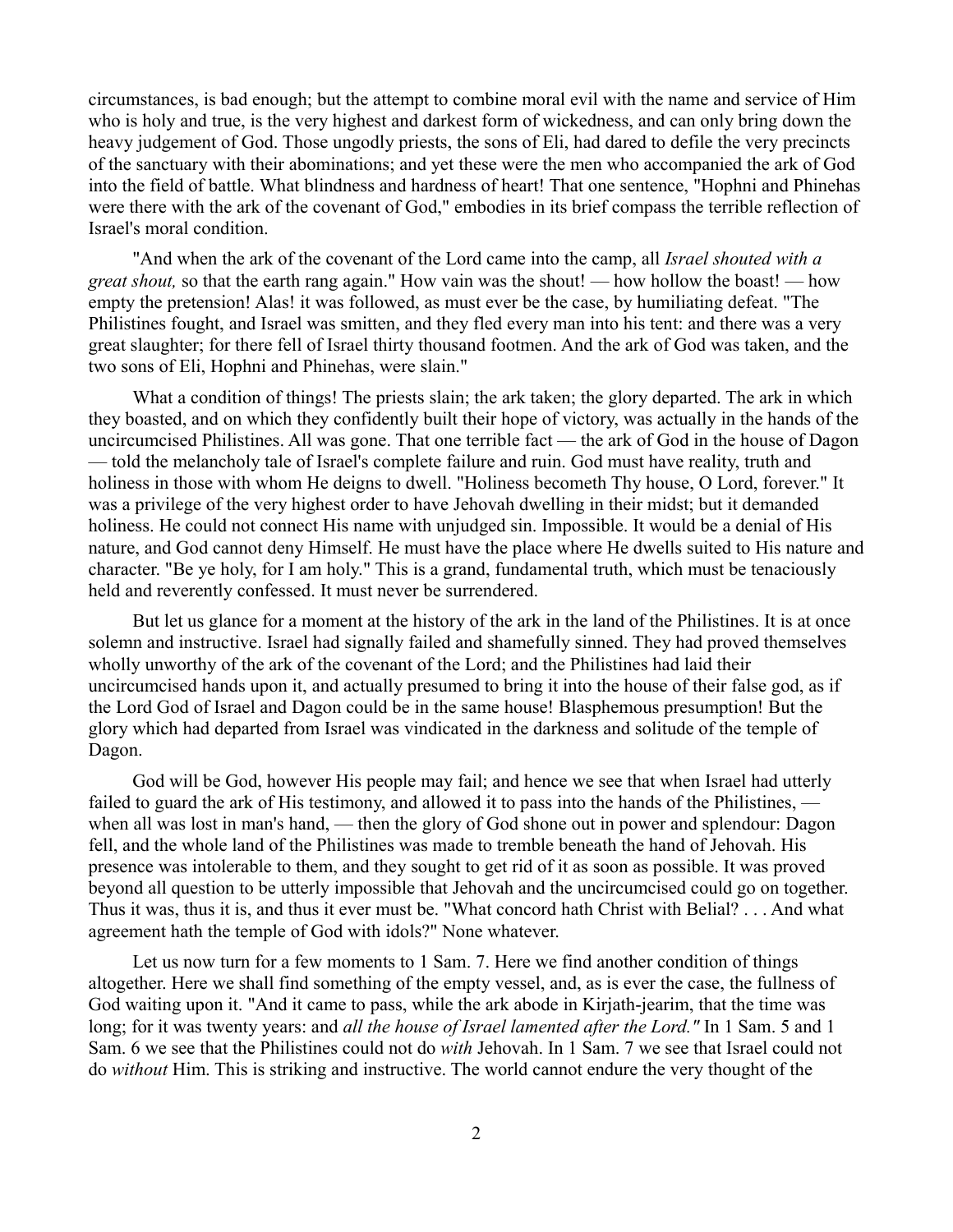circumstances, is bad enough; but the attempt to combine moral evil with the name and service of Him who is holy and true, is the very highest and darkest form of wickedness, and can only bring down the heavy judgement of God. Those ungodly priests, the sons of Eli, had dared to defile the very precincts of the sanctuary with their abominations; and yet these were the men who accompanied the ark of God into the field of battle. What blindness and hardness of heart! That one sentence, "Hophni and Phinehas were there with the ark of the covenant of God," embodies in its brief compass the terrible reflection of Israel's moral condition.

"And when the ark of the covenant of the Lord came into the camp, all *Israel shouted with a great shout,* so that the earth rang again." How vain was the shout! — how hollow the boast! — how empty the pretension! Alas! it was followed, as must ever be the case, by humiliating defeat. "The Philistines fought, and Israel was smitten, and they fled every man into his tent: and there was a very great slaughter; for there fell of Israel thirty thousand footmen. And the ark of God was taken, and the two sons of Eli, Hophni and Phinehas, were slain."

What a condition of things! The priests slain; the ark taken; the glory departed. The ark in which they boasted, and on which they confidently built their hope of victory, was actually in the hands of the uncircumcised Philistines. All was gone. That one terrible fact — the ark of God in the house of Dagon — told the melancholy tale of Israel's complete failure and ruin. God must have reality, truth and holiness in those with whom He deigns to dwell. "Holiness becometh Thy house, O Lord, forever." It was a privilege of the very highest order to have Jehovah dwelling in their midst; but it demanded holiness. He could not connect His name with unjudged sin. Impossible. It would be a denial of His nature, and God cannot deny Himself. He must have the place where He dwells suited to His nature and character. "Be ye holy, for I am holy." This is a grand, fundamental truth, which must be tenaciously held and reverently confessed. It must never be surrendered.

But let us glance for a moment at the history of the ark in the land of the Philistines. It is at once solemn and instructive. Israel had signally failed and shamefully sinned. They had proved themselves wholly unworthy of the ark of the covenant of the Lord; and the Philistines had laid their uncircumcised hands upon it, and actually presumed to bring it into the house of their false god, as if the Lord God of Israel and Dagon could be in the same house! Blasphemous presumption! But the glory which had departed from Israel was vindicated in the darkness and solitude of the temple of Dagon.

God will be God, however His people may fail; and hence we see that when Israel had utterly failed to guard the ark of His testimony, and allowed it to pass into the hands of the Philistines, — when all was lost in man's hand, — then the glory of God shone out in power and splendour: Dagon fell, and the whole land of the Philistines was made to tremble beneath the hand of Jehovah. His presence was intolerable to them, and they sought to get rid of it as soon as possible. It was proved beyond all question to be utterly impossible that Jehovah and the uncircumcised could go on together. Thus it was, thus it is, and thus it ever must be. "What concord hath Christ with Belial? . . . And what agreement hath the temple of God with idols?" None whatever.

Let us now turn for a few moments to 1 Sam. 7. Here we find another condition of things altogether. Here we shall find something of the empty vessel, and, as is ever the case, the fullness of God waiting upon it. "And it came to pass, while the ark abode in Kirjath-jearim, that the time was long; for it was twenty years: and *all the house of Israel lamented after the Lord."* In 1 Sam. 5 and 1 Sam. 6 we see that the Philistines could not do *with* Jehovah. In 1 Sam. 7 we see that Israel could not do *without* Him. This is striking and instructive. The world cannot endure the very thought of the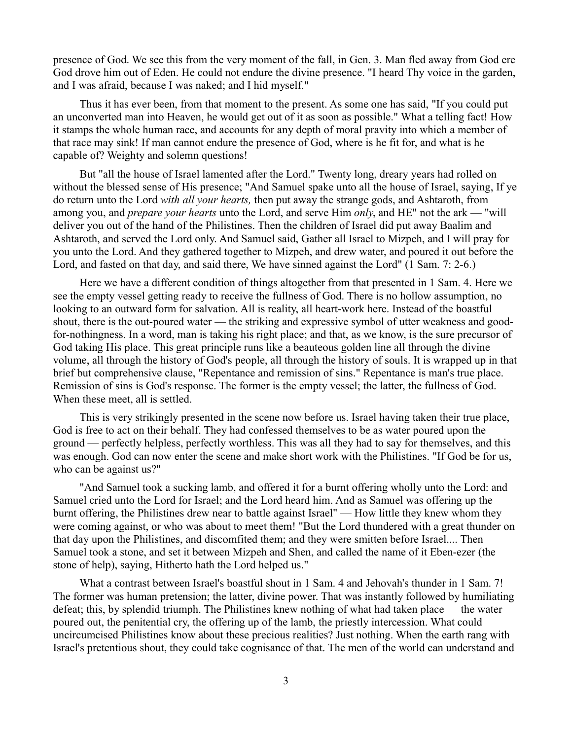presence of God. We see this from the very moment of the fall, in Gen. 3. Man fled away from God ere God drove him out of Eden. He could not endure the divine presence. "I heard Thy voice in the garden, and I was afraid, because I was naked; and I hid myself."

Thus it has ever been, from that moment to the present. As some one has said, "If you could put an unconverted man into Heaven, he would get out of it as soon as possible." What a telling fact! How it stamps the whole human race, and accounts for any depth of moral pravity into which a member of that race may sink! If man cannot endure the presence of God, where is he fit for, and what is he capable of? Weighty and solemn questions!

But "all the house of Israel lamented after the Lord." Twenty long, dreary years had rolled on without the blessed sense of His presence; "And Samuel spake unto all the house of Israel, saying, If ye do return unto the Lord *with all your hearts,* then put away the strange gods, and Ashtaroth, from among you, and *prepare your hearts* unto the Lord, and serve Him *only*, and HE" not the ark — "will deliver you out of the hand of the Philistines. Then the children of Israel did put away Baalim and Ashtaroth, and served the Lord only. And Samuel said, Gather all Israel to Mizpeh, and I will pray for you unto the Lord. And they gathered together to Mizpeh, and drew water, and poured it out before the Lord, and fasted on that day, and said there, We have sinned against the Lord" (1 Sam. 7: 2-6.)

Here we have a different condition of things altogether from that presented in 1 Sam. 4. Here we see the empty vessel getting ready to receive the fullness of God. There is no hollow assumption, no looking to an outward form for salvation. All is reality, all heart-work here. Instead of the boastful shout, there is the out-poured water — the striking and expressive symbol of utter weakness and good-for-nothingness. In a word, man is taking his right place; and that, as we know, is the sure precursor of God taking His place. This great principle runs like a beauteous golden line all through the divine volume, all through the history of God's people, all through the history of souls. It is wrapped up in that brief but comprehensive clause, "Repentance and remission of sins." Repentance is man's true place. Remission of sins is God's response. The former is the empty vessel; the latter, the fullness of God. When these meet, all is settled.

This is very strikingly presented in the scene now before us. Israel having taken their true place, God is free to act on their behalf. They had confessed themselves to be as water poured upon the ground — perfectly helpless, perfectly worthless. This was all they had to say for themselves, and this was enough. God can now enter the scene and make short work with the Philistines. "If God be for us, who can be against us?"

"And Samuel took a sucking lamb, and offered it for a burnt offering wholly unto the Lord: and Samuel cried unto the Lord for Israel; and the Lord heard him. And as Samuel was offering up the burnt offering, the Philistines drew near to battle against Israel" — How little they knew whom they were coming against, or who was about to meet them! "But the Lord thundered with a great thunder on that day upon the Philistines, and discomfited them; and they were smitten before Israel.... Then Samuel took a stone, and set it between Mizpeh and Shen, and called the name of it Eben-ezer (the stone of help), saying, Hitherto hath the Lord helped us."

What a contrast between Israel's boastful shout in 1 Sam. 4 and Jehovah's thunder in 1 Sam. 7! The former was human pretension; the latter, divine power. That was instantly followed by humiliating defeat; this, by splendid triumph. The Philistines knew nothing of what had taken place — the water poured out, the penitential cry, the offering up of the lamb, the priestly intercession. What could uncircumcised Philistines know about these precious realities? Just nothing. When the earth rang with Israel's pretentious shout, they could take cognisance of that. The men of the world can understand and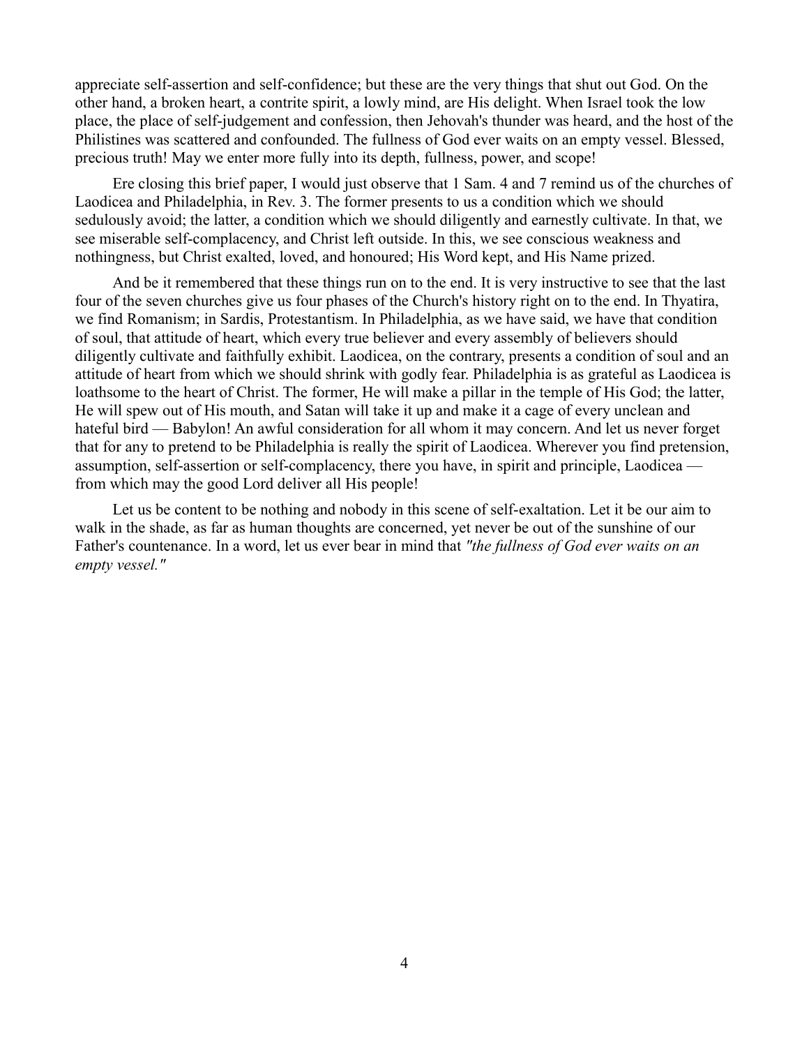appreciate self-assertion and self-confidence; but these are the very things that shut out God. On the other hand, a broken heart, a contrite spirit, a lowly mind, are His delight. When Israel took the low place, the place of self-judgement and confession, then Jehovah's thunder was heard, and the host of the Philistines was scattered and confounded. The fullness of God ever waits on an empty vessel. Blessed, precious truth! May we enter more fully into its depth, fullness, power, and scope!

Ere closing this brief paper, I would just observe that 1 Sam. 4 and 7 remind us of the churches of Laodicea and Philadelphia, in Rev. 3. The former presents to us a condition which we should sedulously avoid; the latter, a condition which we should diligently and earnestly cultivate. In that, we see miserable self-complacency, and Christ left outside. In this, we see conscious weakness and nothingness, but Christ exalted, loved, and honoured; His Word kept, and His Name prized.

And be it remembered that these things run on to the end. It is very instructive to see that the last four of the seven churches give us four phases of the Church's history right on to the end. In Thyatira, we find Romanism; in Sardis, Protestantism. In Philadelphia, as we have said, we have that condition of soul, that attitude of heart, which every true believer and every assembly of believers should diligently cultivate and faithfully exhibit. Laodicea, on the contrary, presents a condition of soul and an attitude of heart from which we should shrink with godly fear. Philadelphia is as grateful as Laodicea is loathsome to the heart of Christ. The former, He will make a pillar in the temple of His God; the latter, He will spew out of His mouth, and Satan will take it up and make it a cage of every unclean and hateful bird — Babylon! An awful consideration for all whom it may concern. And let us never forget that for any to pretend to be Philadelphia is really the spirit of Laodicea. Wherever you find pretension, assumption, self-assertion or self-complacency, there you have, in spirit and principle, Laodicea — from which may the good Lord deliver all His people!

Let us be content to be nothing and nobody in this scene of self-exaltation. Let it be our aim to walk in the shade, as far as human thoughts are concerned, yet never be out of the sunshine of our Father's countenance. In a word, let us ever bear in mind that *"the fullness of God ever waits on an empty vessel."*